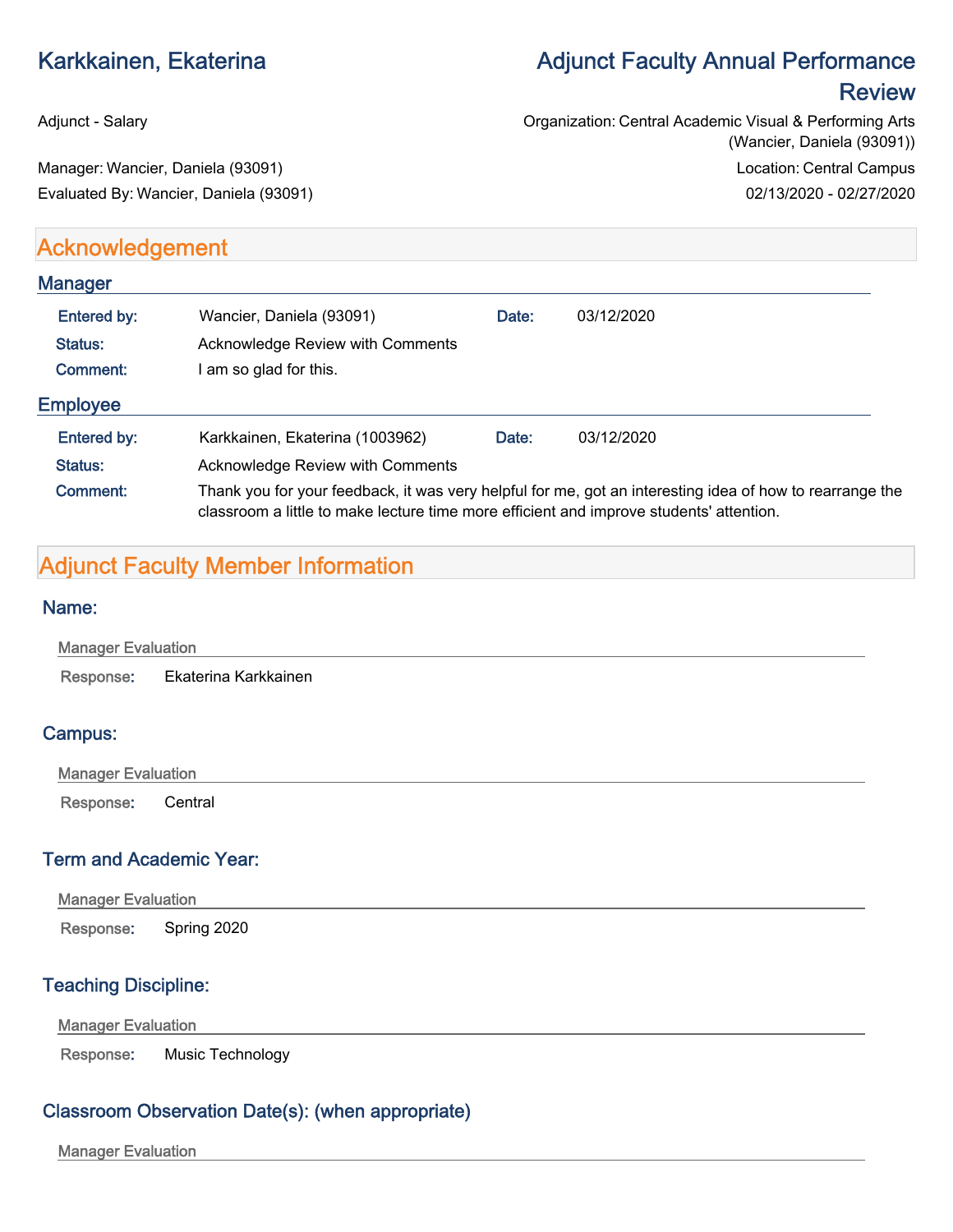# Karkkainen, Ekaterina

# Adjunct Faculty Annual Performance Review

Adjunct - Salary

Organization: Central Academic Visual & Performing Arts (Wancier, Daniela (93091))

Manager: Wancier, Daniela (93091)

Location: Central Campus

Evaluated By: Wancier, Daniela (93091)

02/13/2020 - 02/27/2020

## Acknowledgement

### Manager

**Entered by:** Wancier, Daniela (93091) **Date:** 03/12/2020

**Status:** Acknowledge Review with Comments

**Comment:** I am so glad for this.

### Employee

**Entered by:** Karkkainen, Ekaterina (1003962) **Date:** 03/12/2020

**Status:** Acknowledge Review with Comments

**Comment:** Thank you for your feedback, it was very helpful for me, got an interesting idea of how to rearrange the classroom a little to make lecture time more efficient and improve students' attention.

## Adjunct Faculty Member Information

### Name:

Manager Evaluation

**Response:** Ekaterina Karkkainen

### Campus:

Manager Evaluation

**Response:** Central

### Term and Academic Year:

Manager Evaluation

**Response:** Spring 2020

### Teaching Discipline:

Manager Evaluation

**Response:** Music Technology

### Classroom Observation Date(s): (when appropriate)

Manager Evaluation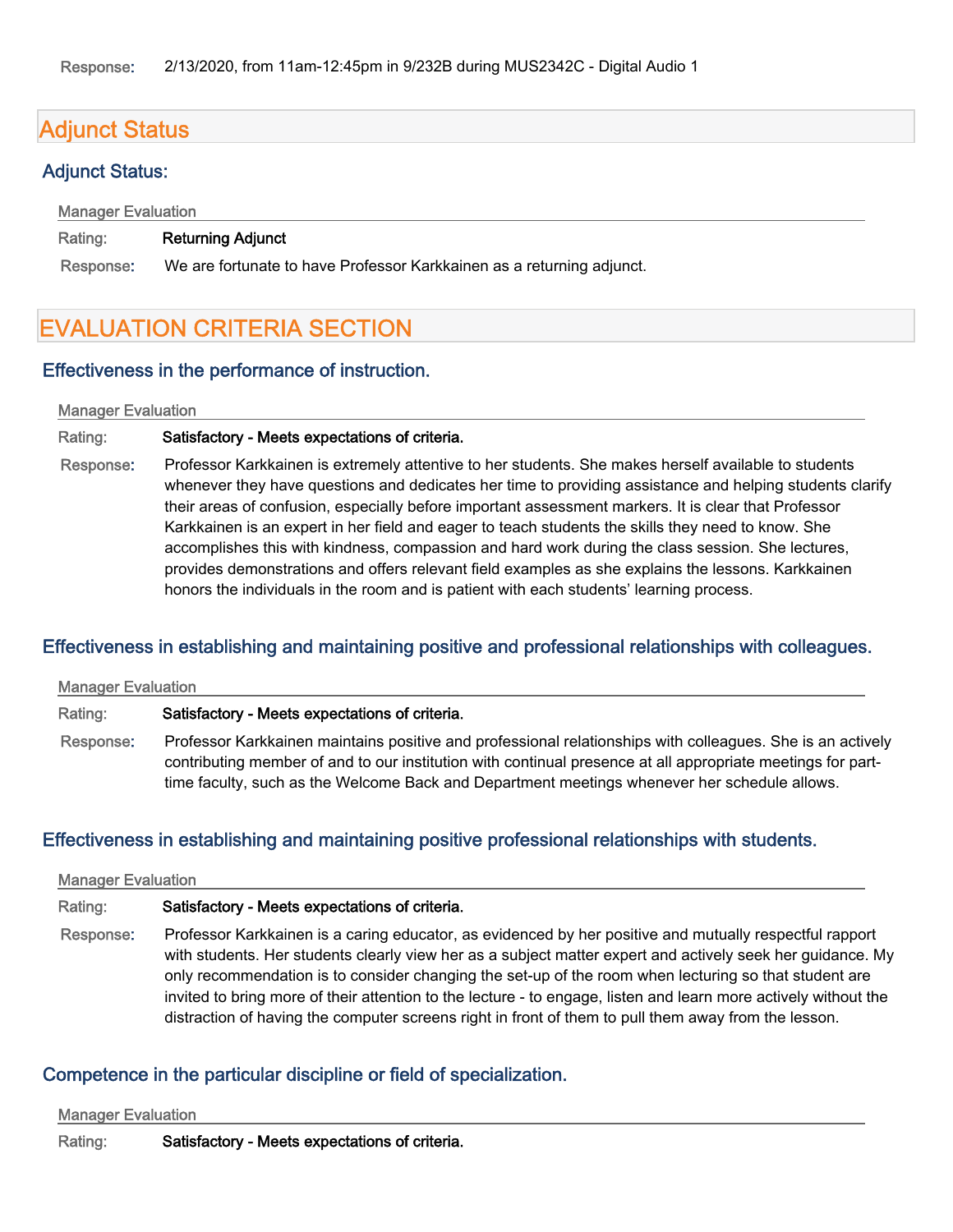**Response:** 2/13/2020, from 11am-12:45pm in 9/232B during MUS2342C - Digital Audio 1

## Adjunct Status

### Adjunct Status:

Manager Evaluation

**Rating:** Returning Adjunct

**Response:** We are fortunate to have Professor Karkkainen as a returning adjunct.

## EVALUATION CRITERIA SECTION

### Effectiveness in the performance of instruction.

Manager Evaluation

**Rating:** Satisfactory - Meets expectations of criteria.

**Response:** Professor Karkkainen is extremely attentive to her students. She makes herself available to students whenever they have questions and dedicates her time to providing assistance and helping students clarify their areas of confusion, especially before important assessment markers. It is clear that Professor Karkkainen is an expert in her field and eager to teach students the skills they need to know. She accomplishes this with kindness, compassion and hard work during the class session. She lectures, provides demonstrations and offers relevant field examples as she explains the lessons. Karkkainen honors the individuals in the room and is patient with each students' learning process.

### Effectiveness in establishing and maintaining positive and professional relationships with colleagues.

Manager Evaluation

**Rating:** Satisfactory - Meets expectations of criteria.

**Response:** Professor Karkkainen maintains positive and professional relationships with colleagues. She is an actively contributing member of and to our institution with continual presence at all appropriate meetings for part-time faculty, such as the Welcome Back and Department meetings whenever her schedule allows.

### Effectiveness in establishing and maintaining positive professional relationships with students.

Manager Evaluation

**Rating:** Satisfactory - Meets expectations of criteria.

**Response:** Professor Karkkainen is a caring educator, as evidenced by her positive and mutually respectful rapport with students. Her students clearly view her as a subject matter expert and actively seek her guidance. My only recommendation is to consider changing the set-up of the room when lecturing so that student are invited to bring more of their attention to the lecture - to engage, listen and learn more actively without the distraction of having the computer screens right in front of them to pull them away from the lesson.

### Competence in the particular discipline or field of specialization.

Manager Evaluation

**Rating:** Satisfactory - Meets expectations of criteria.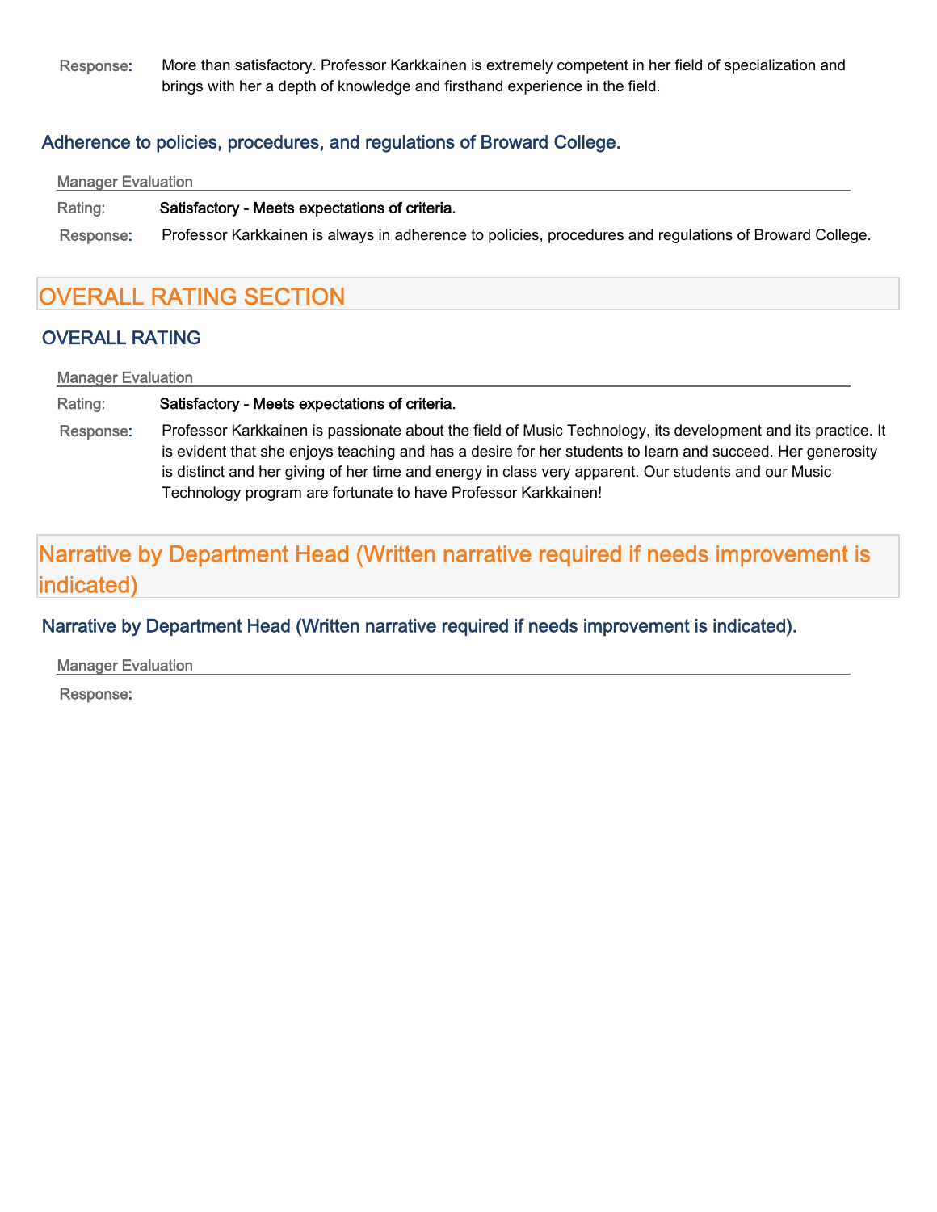**Response:** More than satisfactory. Professor Karkkainen is extremely competent in her field of specialization and brings with her a depth of knowledge and firsthand experience in the field.

### Adherence to policies, procedures, and regulations of Broward College.

Manager Evaluation

**Rating:** Satisfactory - Meets expectations of criteria.

**Response:** Professor Karkkainen is always in adherence to policies, procedures and regulations of Broward College.

## OVERALL RATING SECTION

### OVERALL RATING

Manager Evaluation

**Rating:** Satisfactory - Meets expectations of criteria.

**Response:** Professor Karkkainen is passionate about the field of Music Technology, its development and its practice. It is evident that she enjoys teaching and has a desire for her students to learn and succeed. Her generosity is distinct and her giving of her time and energy in class very apparent. Our students and our Music Technology program are fortunate to have Professor Karkkainen!

## Narrative by Department Head (Written narrative required if needs improvement is indicated)

### Narrative by Department Head (Written narrative required if needs improvement is indicated).

Manager Evaluation

**Response:**